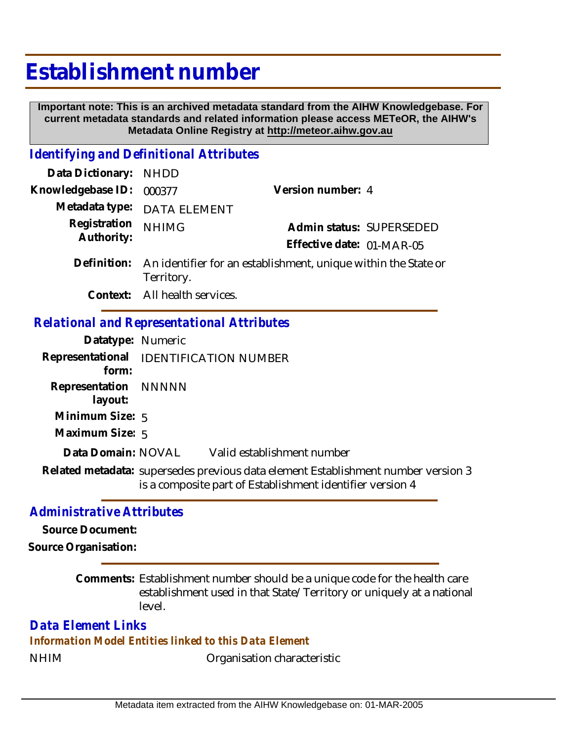# Establishment number

**Important note: This is an archived metadata standard from the AIHW Knowledgebase. For current metadata standards and related information please access METeOR, the AIHW's Metadata Online Registry at http://meteor.aihw.gov.au**

## *Identifying and Definitional Attributes*

**Data Dictionary:** NHDD

**Knowledgebase ID:** 000377

**Version number:** 4

**Metadata type:** DATA ELEMENT

**Registration Authority:** NHIMG

**Admin status:** SUPERSEDED

**Effective date:** 01-MAR-05

**Definition:** An identifier for an establishment, unique within the State or Territory.

**Context:** All health services.

## *Relational and Representational Attributes*

**Datatype:** Numeric

**Representational form:** IDENTIFICATION NUMBER

**Representation layout:** NNNNN

**Minimum Size:** 5

**Maximum Size:** 5

**Data Domain:** NOVAL Valid establishment number

**Related metadata:** supersedes previous data element Establishment number version 3
is a composite part of Establishment identifier version 4

## *Administrative Attributes*

**Source Document:**

**Source Organisation:**

**Comments:** Establishment number should be a unique code for the health care establishment used in that State/Territory or uniquely at a national level.

## *Data Element Links*

### *Information Model Entities linked to this Data Element*

NHIM Organisation characteristic

Metadata item extracted from the AIHW Knowledgebase on: 01-MAR-2005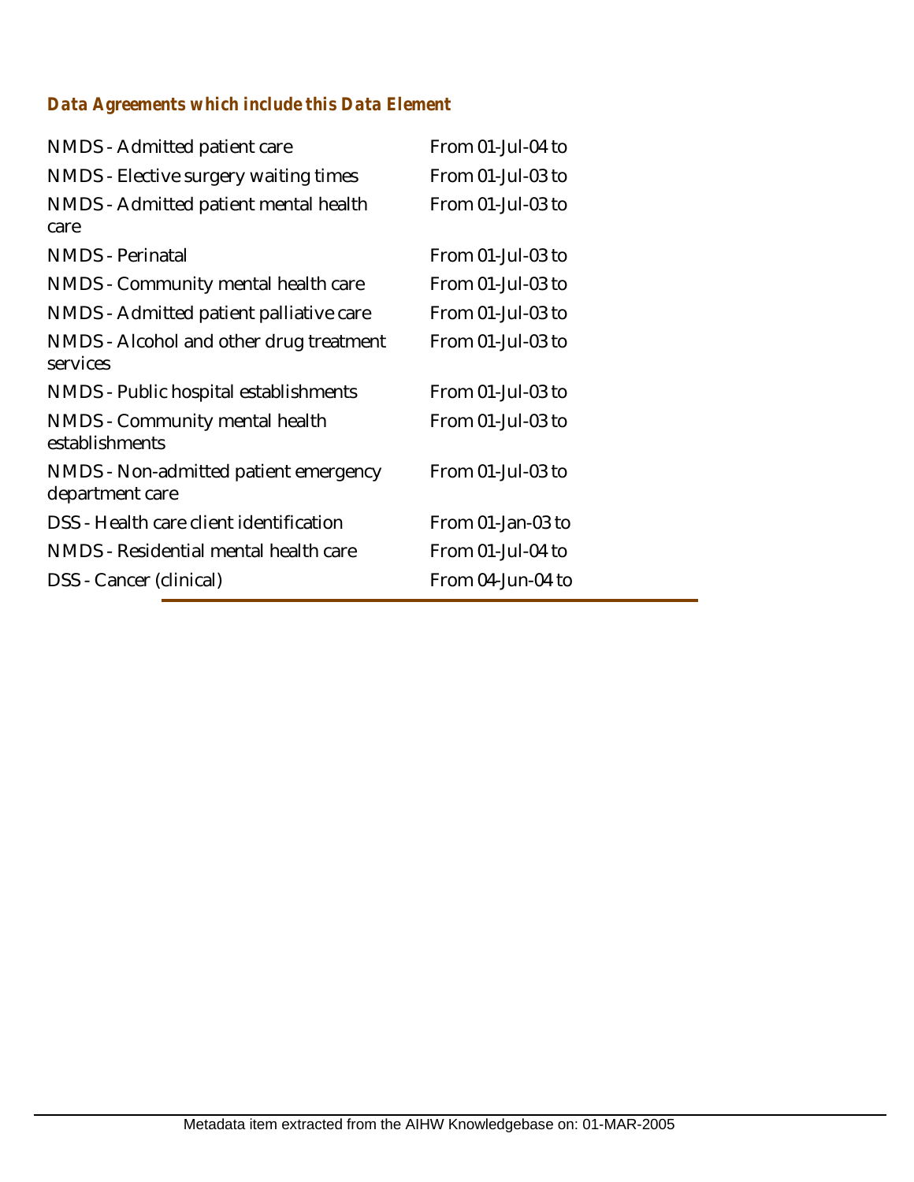### Data Agreements which include this Data Element

| | |
|---|---|
| NMDS - Admitted patient care | From 01-Jul-04 to |
| NMDS - Elective surgery waiting times | From 01-Jul-03 to |
| NMDS - Admitted patient mental health care | From 01-Jul-03 to |
| NMDS - Perinatal | From 01-Jul-03 to |
| NMDS - Community mental health care | From 01-Jul-03 to |
| NMDS - Admitted patient palliative care | From 01-Jul-03 to |
| NMDS - Alcohol and other drug treatment services | From 01-Jul-03 to |
| NMDS - Public hospital establishments | From 01-Jul-03 to |
| NMDS - Community mental health establishments | From 01-Jul-03 to |
| NMDS - Non-admitted patient emergency department care | From 01-Jul-03 to |
| DSS - Health care client identification | From 01-Jan-03 to |
| NMDS - Residential mental health care | From 01-Jul-04 to |
| DSS - Cancer (clinical) | From 04-Jun-04 to |

Metadata item extracted from the AIHW Knowledgebase on: 01-MAR-2005